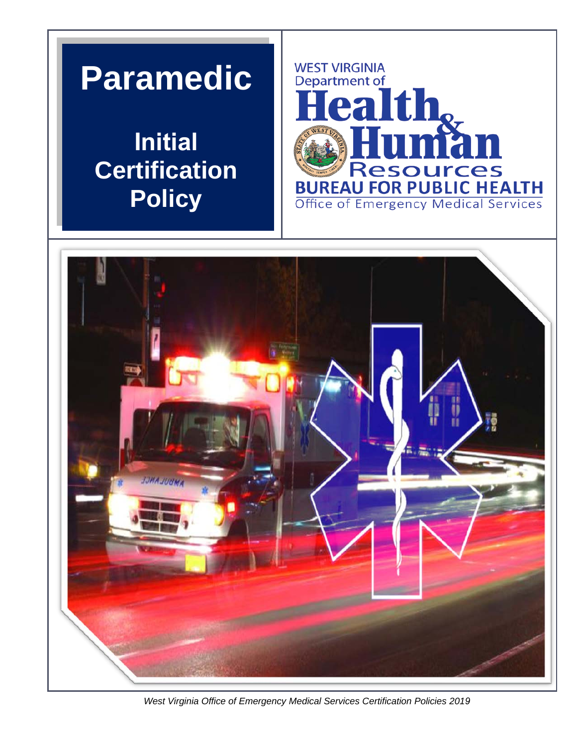# Paramedic

## Initial Certification Policy

WEST VIRGINIA
Department of
**Health & Human Resources**
**BUREAU FOR PUBLIC HEALTH**
Office of Emergency Medical Services

*West Virginia Office of Emergency Medical Services Certification Policies 2019*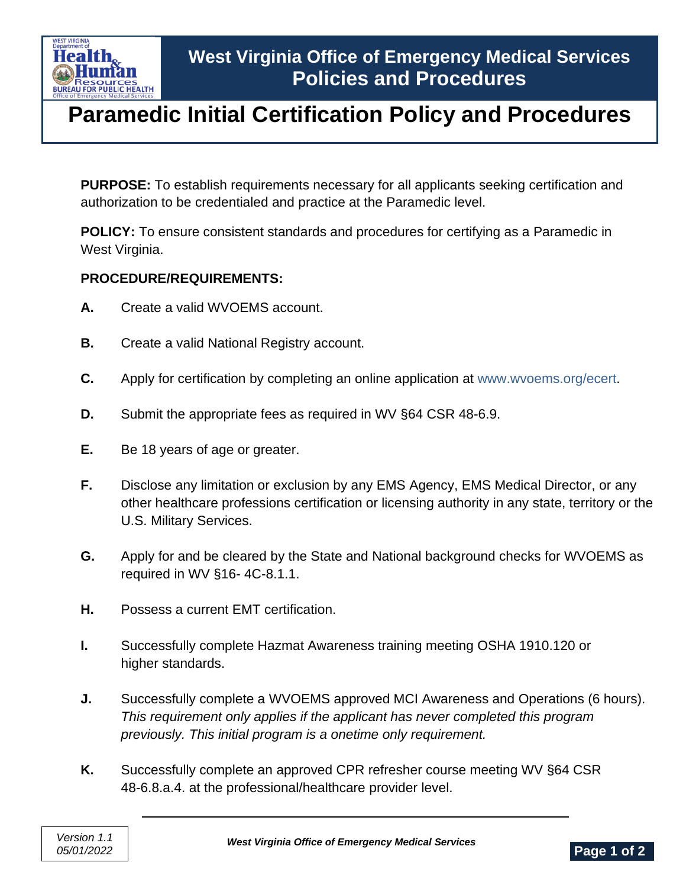# West Virginia Office of Emergency Medical Services Policies and Procedures

# Paramedic Initial Certification Policy and Procedures

**PURPOSE:** To establish requirements necessary for all applicants seeking certification and authorization to be credentialed and practice at the Paramedic level.

**POLICY:** To ensure consistent standards and procedures for certifying as a Paramedic in West Virginia.

**PROCEDURE/REQUIREMENTS:**

**A.** Create a valid WVOEMS account.

**B.** Create a valid National Registry account.

**C.** Apply for certification by completing an online application at www.wvoems.org/ecert.

**D.** Submit the appropriate fees as required in WV §64 CSR 48-6.9.

**E.** Be 18 years of age or greater.

**F.** Disclose any limitation or exclusion by any EMS Agency, EMS Medical Director, or any other healthcare professions certification or licensing authority in any state, territory or the U.S. Military Services.

**G.** Apply for and be cleared by the State and National background checks for WVOEMS as required in WV §16- 4C-8.1.1.

**H.** Possess a current EMT certification.

**I.** Successfully complete Hazmat Awareness training meeting OSHA 1910.120 or higher standards.

**J.** Successfully complete a WVOEMS approved MCI Awareness and Operations (6 hours). *This requirement only applies if the applicant has never completed this program previously. This initial program is a onetime only requirement.*

**K.** Successfully complete an approved CPR refresher course meeting WV §64 CSR 48-6.8.a.4. at the professional/healthcare provider level.

*Version 1.1*
*05/01/2022*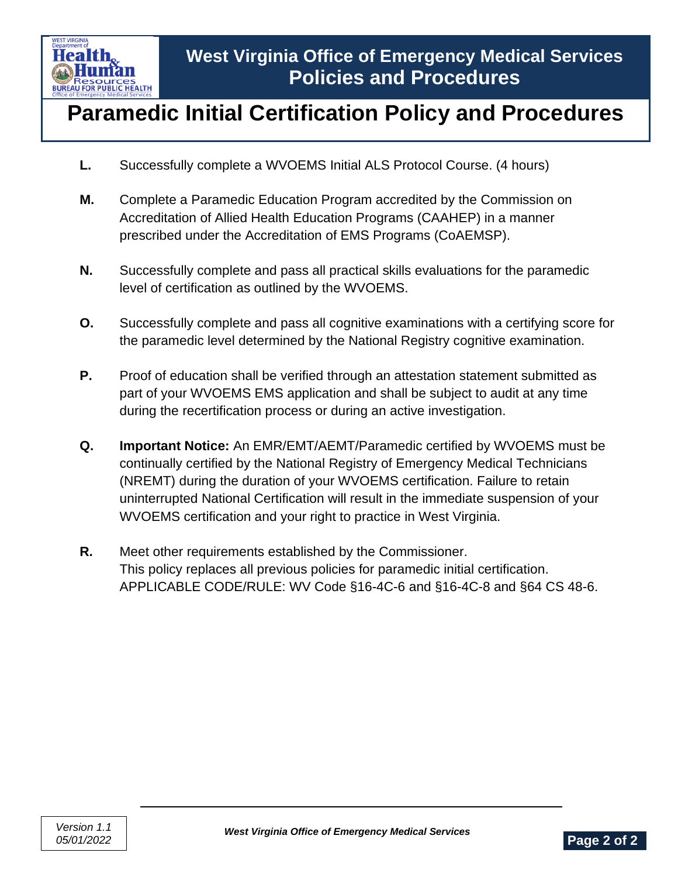**L.** Successfully complete a WVOEMS Initial ALS Protocol Course. (4 hours)

**M.** Complete a Paramedic Education Program accredited by the Commission on Accreditation of Allied Health Education Programs (CAAHEP) in a manner prescribed under the Accreditation of EMS Programs (CoAEMSP).

**N.** Successfully complete and pass all practical skills evaluations for the paramedic level of certification as outlined by the WVOEMS.

**O.** Successfully complete and pass all cognitive examinations with a certifying score for the paramedic level determined by the National Registry cognitive examination.

**P.** Proof of education shall be verified through an attestation statement submitted as part of your WVOEMS EMS application and shall be subject to audit at any time during the recertification process or during an active investigation.

**Q.** **Important Notice:** An EMR/EMT/AEMT/Paramedic certified by WVOEMS must be continually certified by the National Registry of Emergency Medical Technicians (NREMT) during the duration of your WVOEMS certification. Failure to retain uninterrupted National Certification will result in the immediate suspension of your WVOEMS certification and your right to practice in West Virginia.

**R.** Meet other requirements established by the Commissioner.
This policy replaces all previous policies for paramedic initial certification.
APPLICABLE CODE/RULE: WV Code §16-4C-6 and §16-4C-8 and §64 CS 48-6.

*Version 1.1*
*05/01/2022*